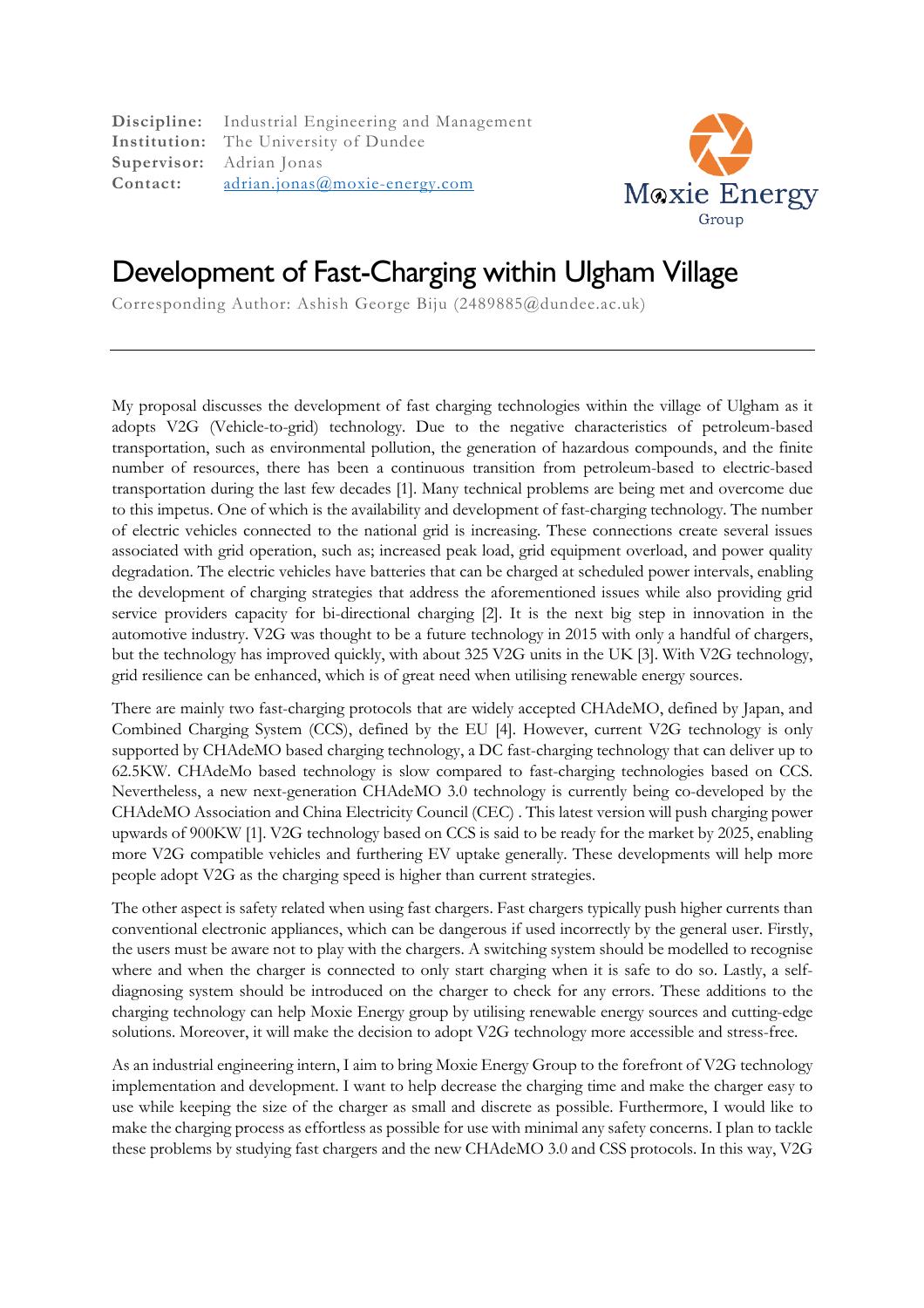**Discipline:** Industrial Engineering and Management
**Institution:** The University of Dundee
**Supervisor:** Adrian Jonas
**Contact:** adrian.jonas@moxie-energy.com

Moxie Energy Group

# Development of Fast-Charging within Ulgham Village

Corresponding Author: Ashish George Biju (2489885@dundee.ac.uk)

---

My proposal discusses the development of fast charging technologies within the village of Ulgham as it adopts V2G (Vehicle-to-grid) technology. Due to the negative characteristics of petroleum-based transportation, such as environmental pollution, the generation of hazardous compounds, and the finite number of resources, there has been a continuous transition from petroleum-based to electric-based transportation during the last few decades [1]. Many technical problems are being met and overcome due to this impetus. One of which is the availability and development of fast-charging technology. The number of electric vehicles connected to the national grid is increasing. These connections create several issues associated with grid operation, such as; increased peak load, grid equipment overload, and power quality degradation. The electric vehicles have batteries that can be charged at scheduled power intervals, enabling the development of charging strategies that address the aforementioned issues while also providing grid service providers capacity for bi-directional charging [2]. It is the next big step in innovation in the automotive industry. V2G was thought to be a future technology in 2015 with only a handful of chargers, but the technology has improved quickly, with about 325 V2G units in the UK [3]. With V2G technology, grid resilience can be enhanced, which is of great need when utilising renewable energy sources.

There are mainly two fast-charging protocols that are widely accepted CHAdeMO, defined by Japan, and Combined Charging System (CCS), defined by the EU [4]. However, current V2G technology is only supported by CHAdeMO based charging technology, a DC fast-charging technology that can deliver up to 62.5KW. CHAdeMo based technology is slow compared to fast-charging technologies based on CCS. Nevertheless, a new next-generation CHAdeMO 3.0 technology is currently being co-developed by the CHAdeMO Association and China Electricity Council (CEC) . This latest version will push charging power upwards of 900KW [1]. V2G technology based on CCS is said to be ready for the market by 2025, enabling more V2G compatible vehicles and furthering EV uptake generally. These developments will help more people adopt V2G as the charging speed is higher than current strategies.

The other aspect is safety related when using fast chargers. Fast chargers typically push higher currents than conventional electronic appliances, which can be dangerous if used incorrectly by the general user. Firstly, the users must be aware not to play with the chargers. A switching system should be modelled to recognise where and when the charger is connected to only start charging when it is safe to do so. Lastly, a self-diagnosing system should be introduced on the charger to check for any errors. These additions to the charging technology can help Moxie Energy group by utilising renewable energy sources and cutting-edge solutions. Moreover, it will make the decision to adopt V2G technology more accessible and stress-free.

As an industrial engineering intern, I aim to bring Moxie Energy Group to the forefront of V2G technology implementation and development. I want to help decrease the charging time and make the charger easy to use while keeping the size of the charger as small and discrete as possible. Furthermore, I would like to make the charging process as effortless as possible for use with minimal any safety concerns. I plan to tackle these problems by studying fast chargers and the new CHAdeMO 3.0 and CSS protocols. In this way, V2G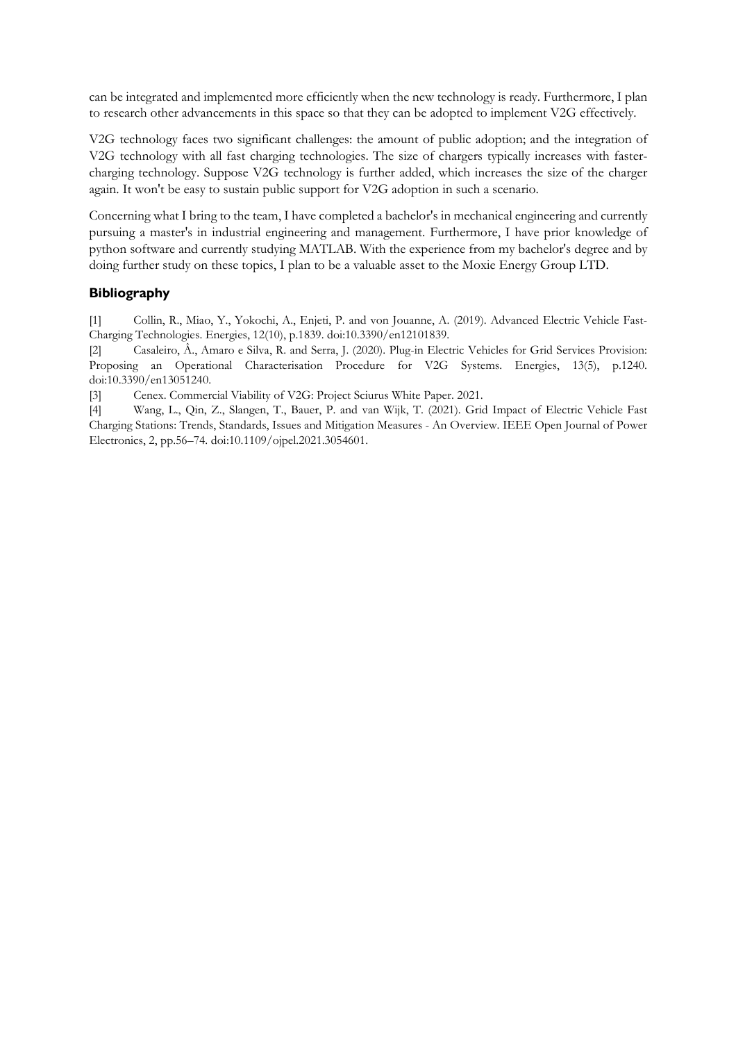can be integrated and implemented more efficiently when the new technology is ready. Furthermore, I plan to research other advancements in this space so that they can be adopted to implement V2G effectively.

V2G technology faces two significant challenges: the amount of public adoption; and the integration of V2G technology with all fast charging technologies. The size of chargers typically increases with faster-charging technology. Suppose V2G technology is further added, which increases the size of the charger again. It won't be easy to sustain public support for V2G adoption in such a scenario.

Concerning what I bring to the team, I have completed a bachelor's in mechanical engineering and currently pursuing a master's in industrial engineering and management. Furthermore, I have prior knowledge of python software and currently studying MATLAB. With the experience from my bachelor's degree and by doing further study on these topics, I plan to be a valuable asset to the Moxie Energy Group LTD.

## Bibliography

[1] Collin, R., Miao, Y., Yokochi, A., Enjeti, P. and von Jouanne, A. (2019). Advanced Electric Vehicle Fast-Charging Technologies. Energies, 12(10), p.1839. doi:10.3390/en12101839.

[2] Casaleiro, Â., Amaro e Silva, R. and Serra, J. (2020). Plug-in Electric Vehicles for Grid Services Provision: Proposing an Operational Characterisation Procedure for V2G Systems. Energies, 13(5), p.1240. doi:10.3390/en13051240.

[3] Cenex. Commercial Viability of V2G: Project Sciurus White Paper. 2021.

[4] Wang, L., Qin, Z., Slangen, T., Bauer, P. and van Wijk, T. (2021). Grid Impact of Electric Vehicle Fast Charging Stations: Trends, Standards, Issues and Mitigation Measures - An Overview. IEEE Open Journal of Power Electronics, 2, pp.56–74. doi:10.1109/ojpel.2021.3054601.